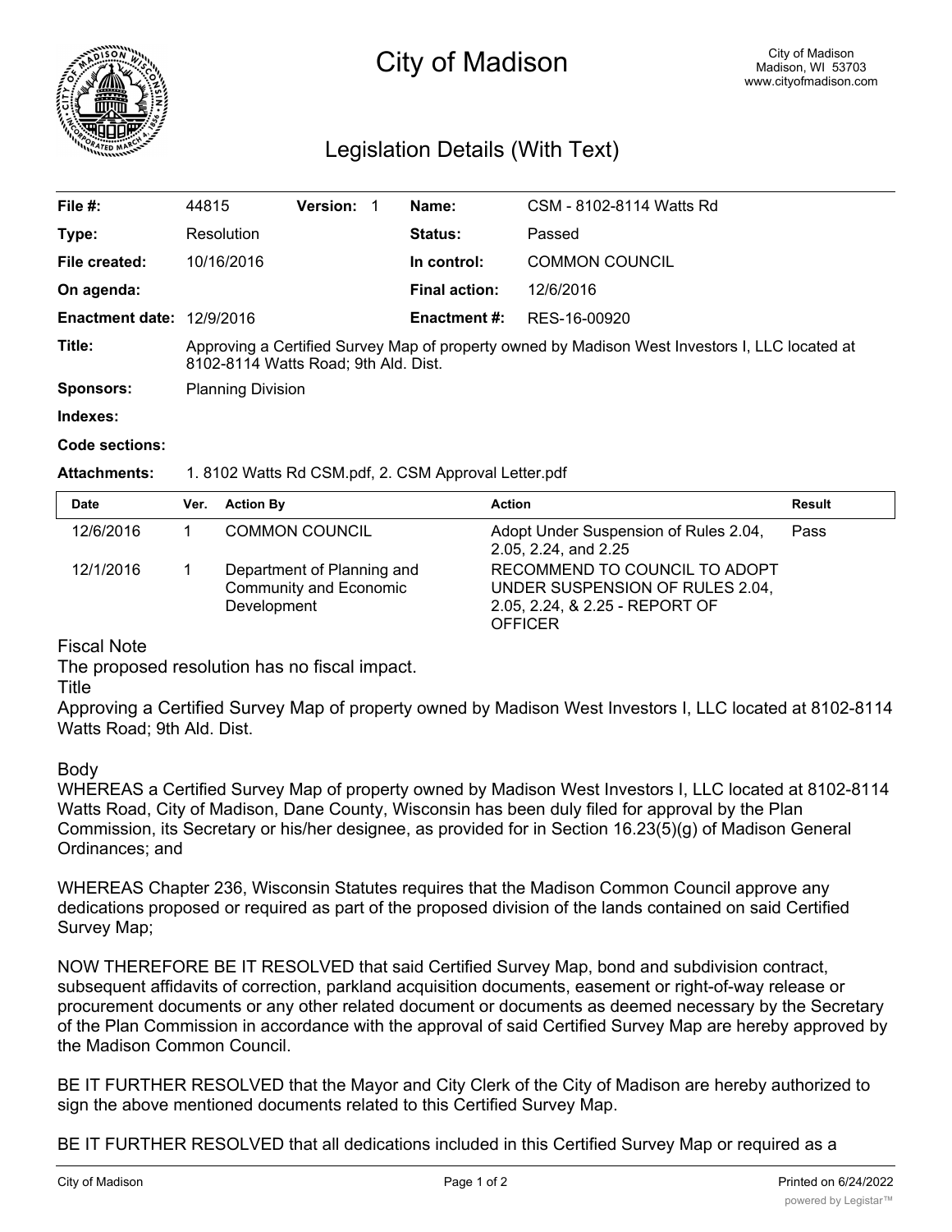# City of Madison

City of Madison
Madison, WI 53703
www.cityofmadison.com

## Legislation Details (With Text)

| | | | |
|---|---|---|---|
| **File #:** | 44815 **Version:** 1 | **Name:** | CSM - 8102-8114 Watts Rd |
| **Type:** | Resolution | **Status:** | Passed |
| **File created:** | 10/16/2016 | **In control:** | COMMON COUNCIL |
| **On agenda:** | | **Final action:** | 12/6/2016 |
| **Enactment date:** | 12/9/2016 | **Enactment #:** | RES-16-00920 |

**Title:** Approving a Certified Survey Map of property owned by Madison West Investors I, LLC located at 8102-8114 Watts Road; 9th Ald. Dist.

**Sponsors:** Planning Division

**Indexes:**

**Code sections:**

**Attachments:** 1. 8102 Watts Rd CSM.pdf, 2. CSM Approval Letter.pdf

| Date | Ver. | Action By | Action | Result |
|---|---|---|---|---|
| 12/6/2016 | 1 | COMMON COUNCIL | Adopt Under Suspension of Rules 2.04, 2.05, 2.24, and 2.25 | Pass |
| 12/1/2016 | 1 | Department of Planning and Community and Economic Development | RECOMMEND TO COUNCIL TO ADOPT UNDER SUSPENSION OF RULES 2.04, 2.05, 2.24, & 2.25 - REPORT OF OFFICER | |

Fiscal Note

The proposed resolution has no fiscal impact.

Title

Approving a Certified Survey Map of property owned by Madison West Investors I, LLC located at 8102-8114 Watts Road; 9th Ald. Dist.

Body

WHEREAS a Certified Survey Map of property owned by Madison West Investors I, LLC located at 8102-8114 Watts Road, City of Madison, Dane County, Wisconsin has been duly filed for approval by the Plan Commission, its Secretary or his/her designee, as provided for in Section 16.23(5)(g) of Madison General Ordinances; and

WHEREAS Chapter 236, Wisconsin Statutes requires that the Madison Common Council approve any dedications proposed or required as part of the proposed division of the lands contained on said Certified Survey Map;

NOW THEREFORE BE IT RESOLVED that said Certified Survey Map, bond and subdivision contract, subsequent affidavits of correction, parkland acquisition documents, easement or right-of-way release or procurement documents or any other related document or documents as deemed necessary by the Secretary of the Plan Commission in accordance with the approval of said Certified Survey Map are hereby approved by the Madison Common Council.

BE IT FURTHER RESOLVED that the Mayor and City Clerk of the City of Madison are hereby authorized to sign the above mentioned documents related to this Certified Survey Map.

BE IT FURTHER RESOLVED that all dedications included in this Certified Survey Map or required as a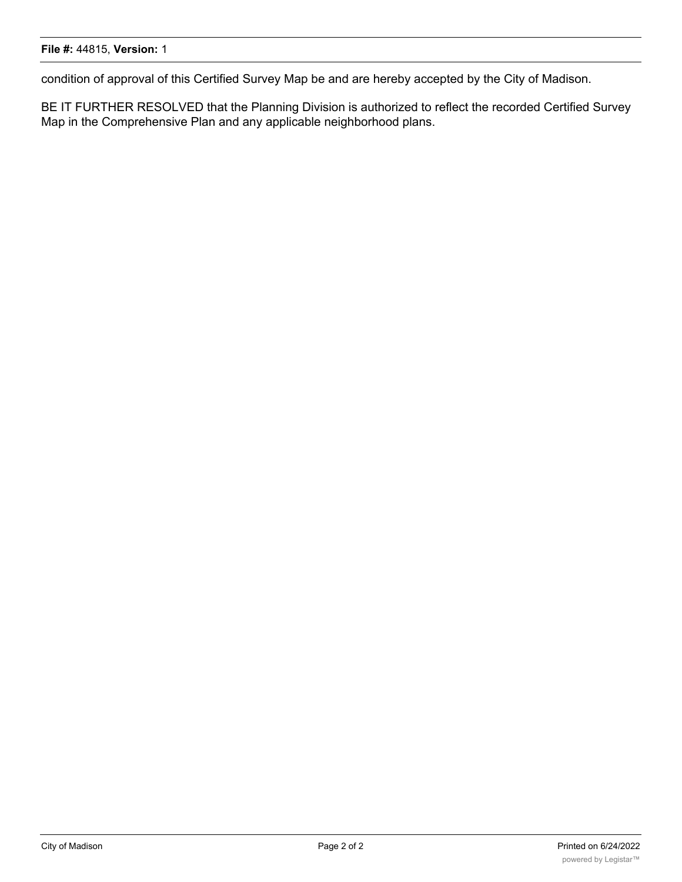condition of approval of this Certified Survey Map be and are hereby accepted by the City of Madison.

BE IT FURTHER RESOLVED that the Planning Division is authorized to reflect the recorded Certified Survey Map in the Comprehensive Plan and any applicable neighborhood plans.